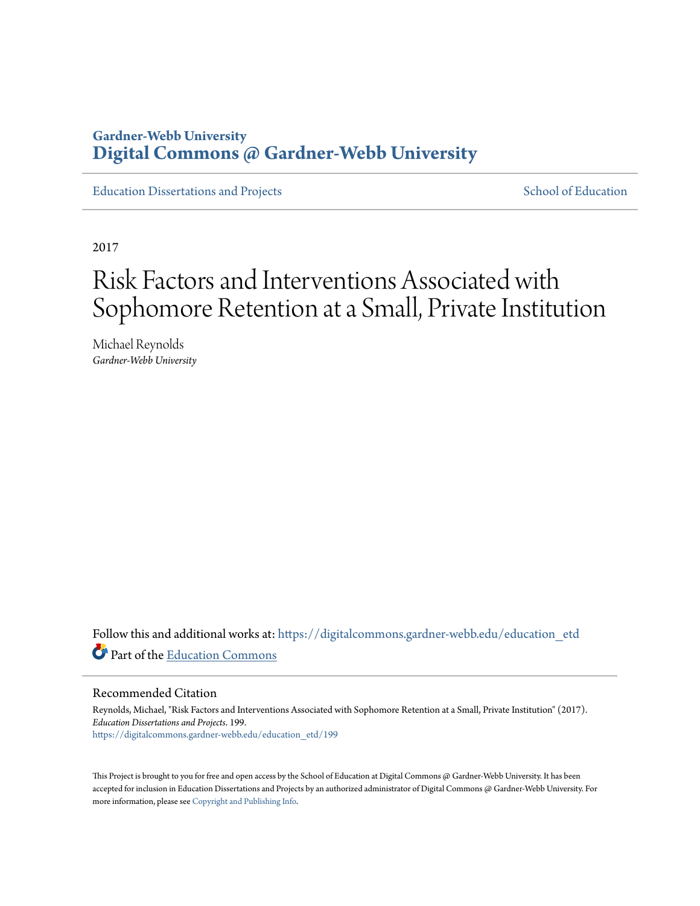Gardner-Webb University
**Digital Commons @ Gardner-Webb University**

Education Dissertations and Projects | School of Education

2017

# Risk Factors and Interventions Associated with Sophomore Retention at a Small, Private Institution

Michael Reynolds
*Gardner-Webb University*

Follow this and additional works at: https://digitalcommons.gardner-webb.edu/education_etd

Part of the Education Commons

## Recommended Citation

Reynolds, Michael, "Risk Factors and Interventions Associated with Sophomore Retention at a Small, Private Institution" (2017). *Education Dissertations and Projects*. 199.
https://digitalcommons.gardner-webb.edu/education_etd/199

This Project is brought to you for free and open access by the School of Education at Digital Commons @ Gardner-Webb University. It has been accepted for inclusion in Education Dissertations and Projects by an authorized administrator of Digital Commons @ Gardner-Webb University. For more information, please see Copyright and Publishing Info.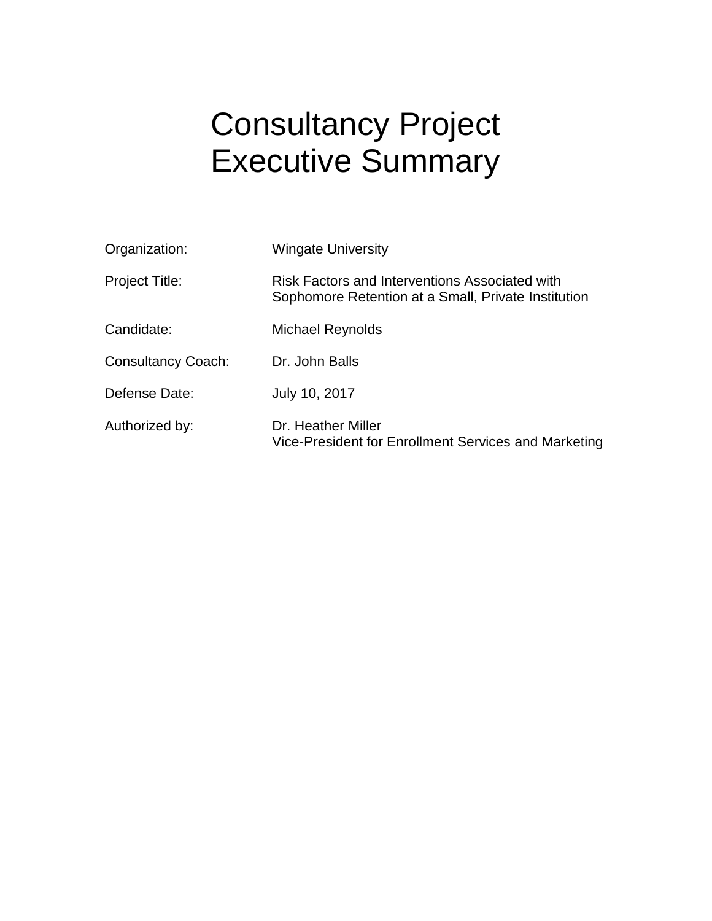# Consultancy Project Executive Summary

| | |
|---|---|
| Organization: | Wingate University |
| Project Title: | Risk Factors and Interventions Associated with Sophomore Retention at a Small, Private Institution |
| Candidate: | Michael Reynolds |
| Consultancy Coach: | Dr. John Balls |
| Defense Date: | July 10, 2017 |
| Authorized by: | Dr. Heather Miller<br>Vice-President for Enrollment Services and Marketing |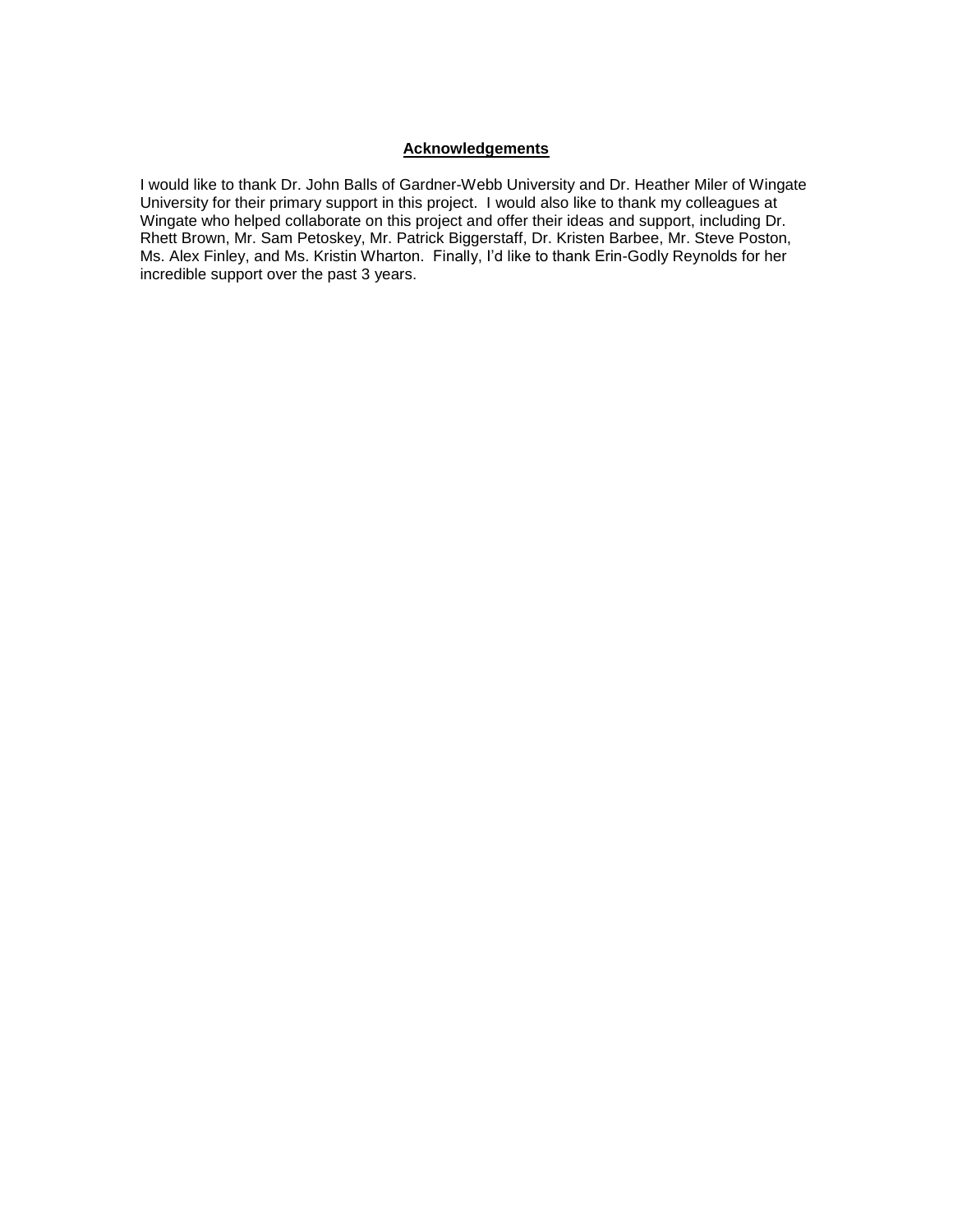## Acknowledgements

I would like to thank Dr. John Balls of Gardner-Webb University and Dr. Heather Miler of Wingate University for their primary support in this project. I would also like to thank my colleagues at Wingate who helped collaborate on this project and offer their ideas and support, including Dr. Rhett Brown, Mr. Sam Petoskey, Mr. Patrick Biggerstaff, Dr. Kristen Barbee, Mr. Steve Poston, Ms. Alex Finley, and Ms. Kristin Wharton. Finally, I'd like to thank Erin-Godly Reynolds for her incredible support over the past 3 years.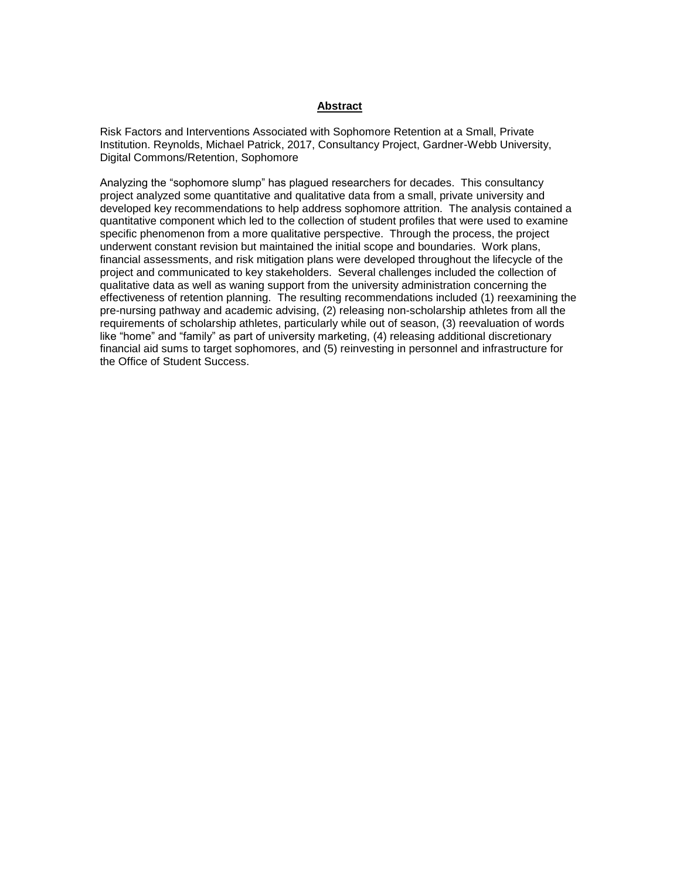## Abstract

Risk Factors and Interventions Associated with Sophomore Retention at a Small, Private Institution. Reynolds, Michael Patrick, 2017, Consultancy Project, Gardner-Webb University, Digital Commons/Retention, Sophomore

Analyzing the "sophomore slump" has plagued researchers for decades. This consultancy project analyzed some quantitative and qualitative data from a small, private university and developed key recommendations to help address sophomore attrition. The analysis contained a quantitative component which led to the collection of student profiles that were used to examine specific phenomenon from a more qualitative perspective. Through the process, the project underwent constant revision but maintained the initial scope and boundaries. Work plans, financial assessments, and risk mitigation plans were developed throughout the lifecycle of the project and communicated to key stakeholders. Several challenges included the collection of qualitative data as well as waning support from the university administration concerning the effectiveness of retention planning. The resulting recommendations included (1) reexamining the pre-nursing pathway and academic advising, (2) releasing non-scholarship athletes from all the requirements of scholarship athletes, particularly while out of season, (3) reevaluation of words like "home" and "family" as part of university marketing, (4) releasing additional discretionary financial aid sums to target sophomores, and (5) reinvesting in personnel and infrastructure for the Office of Student Success.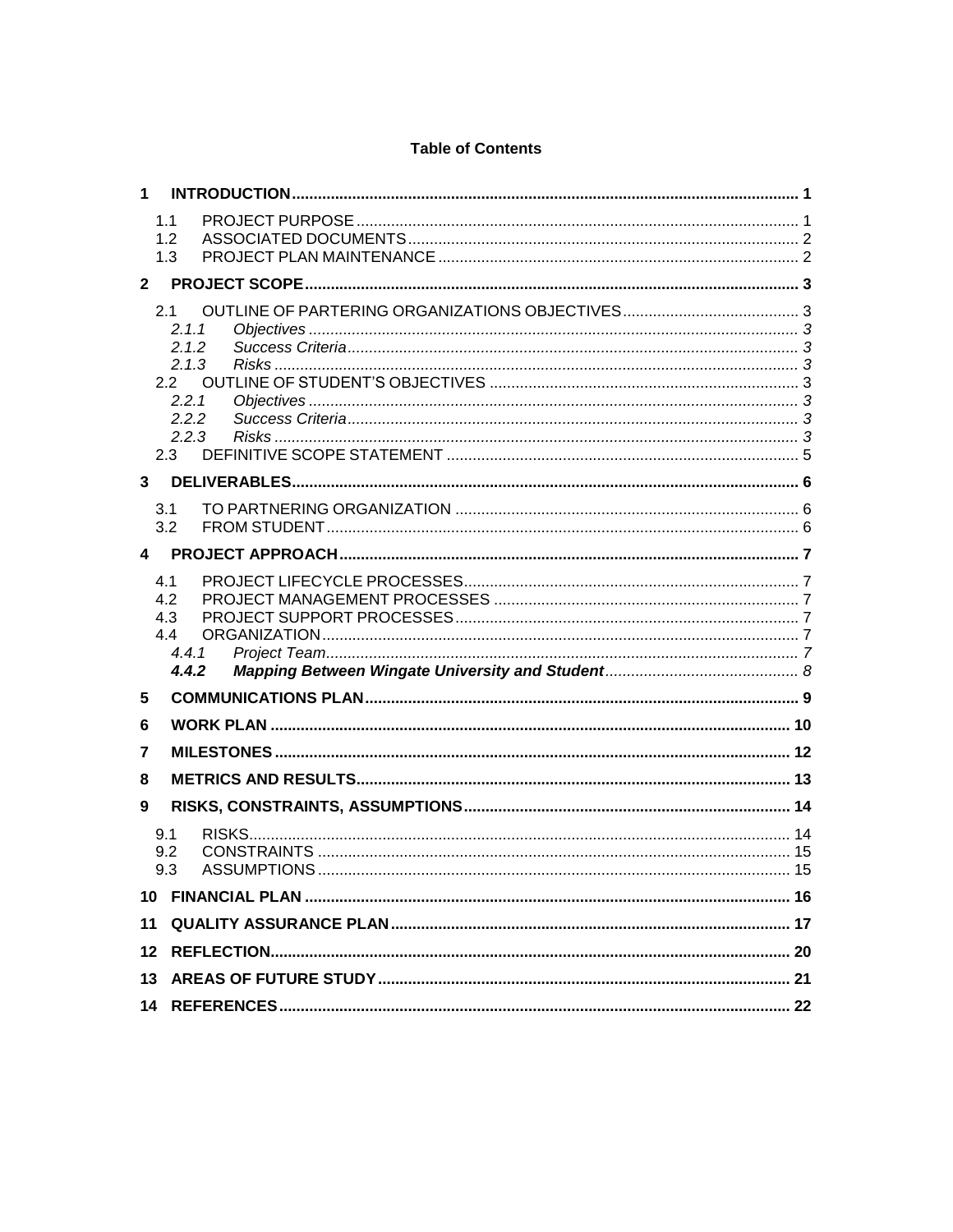**Table of Contents**

**1 INTRODUCTION** .......... **1**

- 1.1 PROJECT PURPOSE .......... 1
- 1.2 ASSOCIATED DOCUMENTS .......... 2
- 1.3 PROJECT PLAN MAINTENANCE .......... 2

**2 PROJECT SCOPE** .......... **3**

- 2.1 OUTLINE OF PARTERING ORGANIZATIONS OBJECTIVES .......... 3
  - *2.1.1 Objectives* .......... *3*
  - *2.1.2 Success Criteria* .......... *3*
  - *2.1.3 Risks* .......... *3*
- 2.2 OUTLINE OF STUDENT'S OBJECTIVES .......... 3
  - *2.2.1 Objectives* .......... *3*
  - *2.2.2 Success Criteria* .......... *3*
  - *2.2.3 Risks* .......... *3*
- 2.3 DEFINITIVE SCOPE STATEMENT .......... 5

**3 DELIVERABLES** .......... **6**

- 3.1 TO PARTNERING ORGANIZATION .......... 6
- 3.2 FROM STUDENT .......... 6

**4 PROJECT APPROACH** .......... **7**

- 4.1 PROJECT LIFECYCLE PROCESSES .......... 7
- 4.2 PROJECT MANAGEMENT PROCESSES .......... 7
- 4.3 PROJECT SUPPORT PROCESSES .......... 7
- 4.4 ORGANIZATION .......... 7
  - *4.4.1 Project Team* .......... *7*
  - ***4.4.2 Mapping Between Wingate University and Student*** .......... *8*

**5 COMMUNICATIONS PLAN** .......... **9**

**6 WORK PLAN** .......... **10**

**7 MILESTONES** .......... **12**

**8 METRICS AND RESULTS** .......... **13**

**9 RISKS, CONSTRAINTS, ASSUMPTIONS** .......... **14**

- 9.1 RISKS .......... 14
- 9.2 CONSTRAINTS .......... 15
- 9.3 ASSUMPTIONS .......... 15

**10 FINANCIAL PLAN** .......... **16**

**11 QUALITY ASSURANCE PLAN** .......... **17**

**12 REFLECTION** .......... **20**

**13 AREAS OF FUTURE STUDY** .......... **21**

**14 REFERENCES** .......... **22**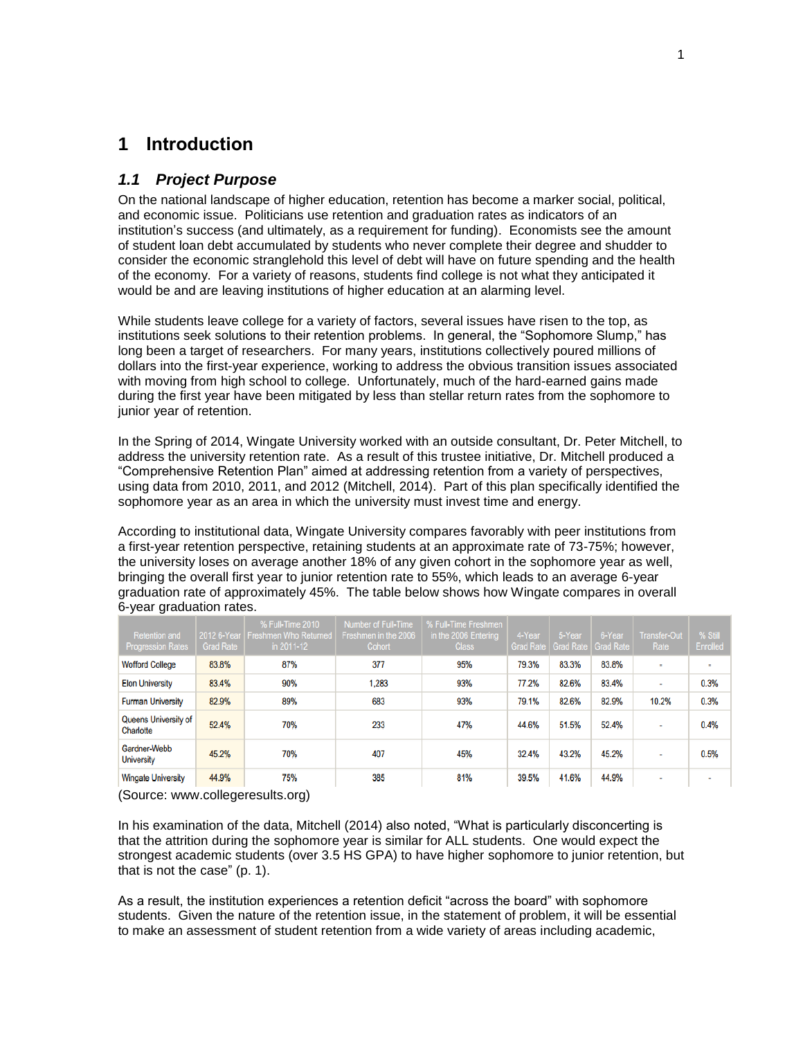# 1 Introduction

## *1.1 Project Purpose*

On the national landscape of higher education, retention has become a marker social, political, and economic issue. Politicians use retention and graduation rates as indicators of an institution's success (and ultimately, as a requirement for funding). Economists see the amount of student loan debt accumulated by students who never complete their degree and shudder to consider the economic stranglehold this level of debt will have on future spending and the health of the economy. For a variety of reasons, students find college is not what they anticipated it would be and are leaving institutions of higher education at an alarming level.

While students leave college for a variety of factors, several issues have risen to the top, as institutions seek solutions to their retention problems. In general, the "Sophomore Slump," has long been a target of researchers. For many years, institutions collectively poured millions of dollars into the first-year experience, working to address the obvious transition issues associated with moving from high school to college. Unfortunately, much of the hard-earned gains made during the first year have been mitigated by less than stellar return rates from the sophomore to junior year of retention.

In the Spring of 2014, Wingate University worked with an outside consultant, Dr. Peter Mitchell, to address the university retention rate. As a result of this trustee initiative, Dr. Mitchell produced a "Comprehensive Retention Plan" aimed at addressing retention from a variety of perspectives, using data from 2010, 2011, and 2012 (Mitchell, 2014). Part of this plan specifically identified the sophomore year as an area in which the university must invest time and energy.

According to institutional data, Wingate University compares favorably with peer institutions from a first-year retention perspective, retaining students at an approximate rate of 73-75%; however, the university loses on average another 18% of any given cohort in the sophomore year as well, bringing the overall first year to junior retention rate to 55%, which leads to an average 6-year graduation rate of approximately 45%. The table below shows how Wingate compares in overall 6-year graduation rates.

| Retention and Progression Rates | 2012 6-Year Grad Rate | % Full-Time 2010 Freshmen Who Returned in 2011-12 | Number of Full-Time Freshmen in the 2006 Cohort | % Full-Time Freshmen in the 2006 Entering Class | 4-Year Grad Rate | 5-Year Grad Rate | 6-Year Grad Rate | Transfer-Out Rate | % Still Enrolled |
|---|---|---|---|---|---|---|---|---|---|
| Wofford College | 83.8% | 87% | 377 | 95% | 79.3% | 83.3% | 83.8% | - | - |
| Elon University | 83.4% | 90% | 1,283 | 93% | 77.2% | 82.6% | 83.4% | - | 0.3% |
| Furman University | 82.9% | 89% | 683 | 93% | 79.1% | 82.6% | 82.9% | 10.2% | 0.3% |
| Queens University of Charlotte | 52.4% | 70% | 233 | 47% | 44.6% | 51.5% | 52.4% | - | 0.4% |
| Gardner-Webb University | 45.2% | 70% | 407 | 45% | 32.4% | 43.2% | 45.2% | - | 0.5% |
| Wingate University | 44.9% | 75% | 385 | 81% | 39.5% | 41.6% | 44.9% | - | - |

(Source: www.collegeresults.org)

In his examination of the data, Mitchell (2014) also noted, "What is particularly disconcerting is that the attrition during the sophomore year is similar for ALL students. One would expect the strongest academic students (over 3.5 HS GPA) to have higher sophomore to junior retention, but that is not the case" (p. 1).

As a result, the institution experiences a retention deficit "across the board" with sophomore students. Given the nature of the retention issue, in the statement of problem, it will be essential to make an assessment of student retention from a wide variety of areas including academic,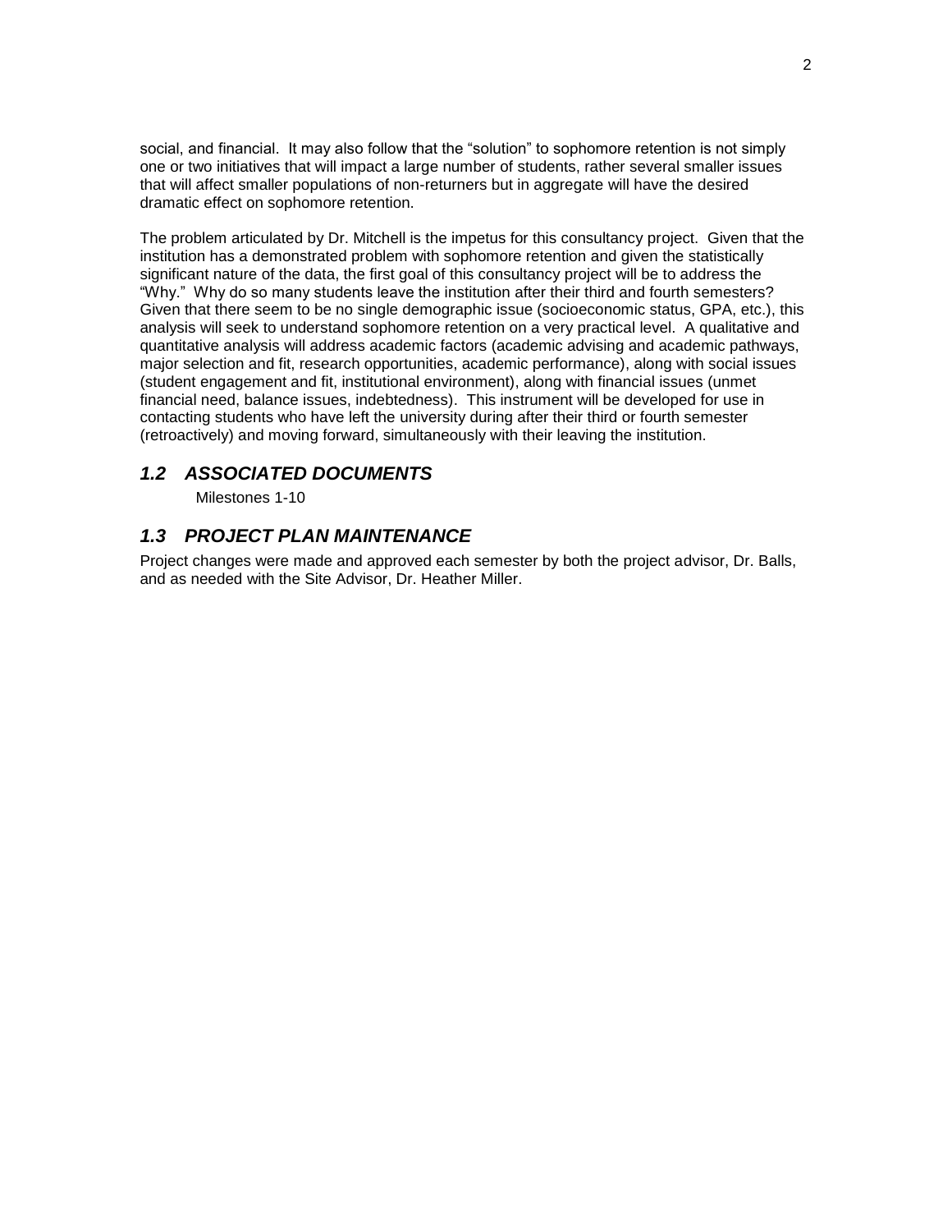social, and financial. It may also follow that the "solution" to sophomore retention is not simply one or two initiatives that will impact a large number of students, rather several smaller issues that will affect smaller populations of non-returners but in aggregate will have the desired dramatic effect on sophomore retention.

The problem articulated by Dr. Mitchell is the impetus for this consultancy project. Given that the institution has a demonstrated problem with sophomore retention and given the statistically significant nature of the data, the first goal of this consultancy project will be to address the "Why." Why do so many students leave the institution after their third and fourth semesters? Given that there seem to be no single demographic issue (socioeconomic status, GPA, etc.), this analysis will seek to understand sophomore retention on a very practical level. A qualitative and quantitative analysis will address academic factors (academic advising and academic pathways, major selection and fit, research opportunities, academic performance), along with social issues (student engagement and fit, institutional environment), along with financial issues (unmet financial need, balance issues, indebtedness). This instrument will be developed for use in contacting students who have left the university during after their third or fourth semester (retroactively) and moving forward, simultaneously with their leaving the institution.

## *1.2 ASSOCIATED DOCUMENTS*

Milestones 1-10

## *1.3 PROJECT PLAN MAINTENANCE*

Project changes were made and approved each semester by both the project advisor, Dr. Balls, and as needed with the Site Advisor, Dr. Heather Miller.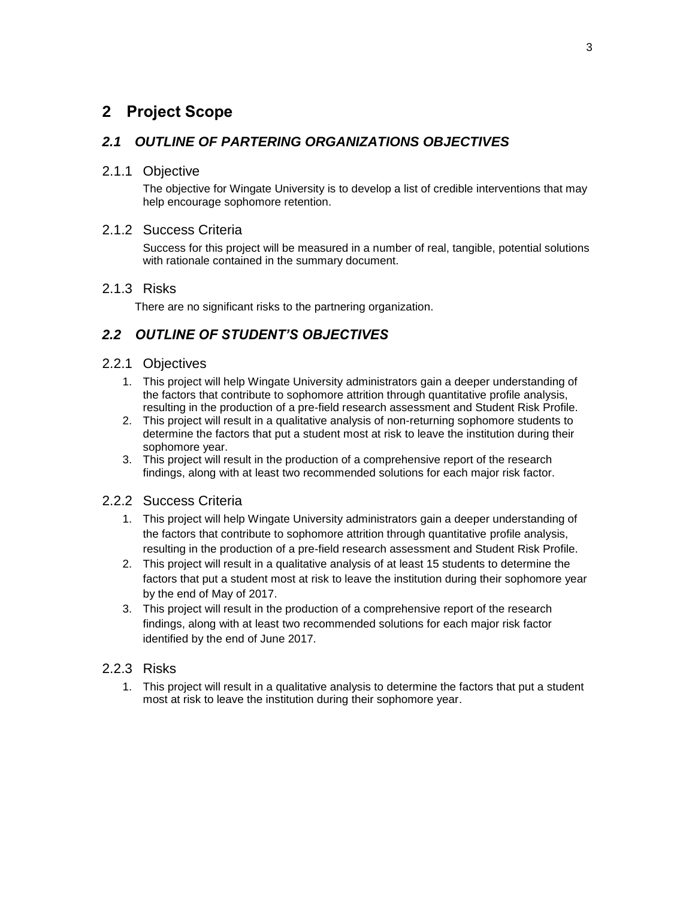# 2 Project Scope

## *2.1 OUTLINE OF PARTERING ORGANIZATIONS OBJECTIVES*

### 2.1.1 Objective

The objective for Wingate University is to develop a list of credible interventions that may help encourage sophomore retention.

### 2.1.2 Success Criteria

Success for this project will be measured in a number of real, tangible, potential solutions with rationale contained in the summary document.

### 2.1.3 Risks

There are no significant risks to the partnering organization.

## *2.2 OUTLINE OF STUDENT'S OBJECTIVES*

### 2.2.1 Objectives

1. This project will help Wingate University administrators gain a deeper understanding of the factors that contribute to sophomore attrition through quantitative profile analysis, resulting in the production of a pre-field research assessment and Student Risk Profile.
2. This project will result in a qualitative analysis of non-returning sophomore students to determine the factors that put a student most at risk to leave the institution during their sophomore year.
3. This project will result in the production of a comprehensive report of the research findings, along with at least two recommended solutions for each major risk factor.

### 2.2.2 Success Criteria

1. This project will help Wingate University administrators gain a deeper understanding of the factors that contribute to sophomore attrition through quantitative profile analysis, resulting in the production of a pre-field research assessment and Student Risk Profile.
2. This project will result in a qualitative analysis of at least 15 students to determine the factors that put a student most at risk to leave the institution during their sophomore year by the end of May of 2017.
3. This project will result in the production of a comprehensive report of the research findings, along with at least two recommended solutions for each major risk factor identified by the end of June 2017.

### 2.2.3 Risks

1. This project will result in a qualitative analysis to determine the factors that put a student most at risk to leave the institution during their sophomore year.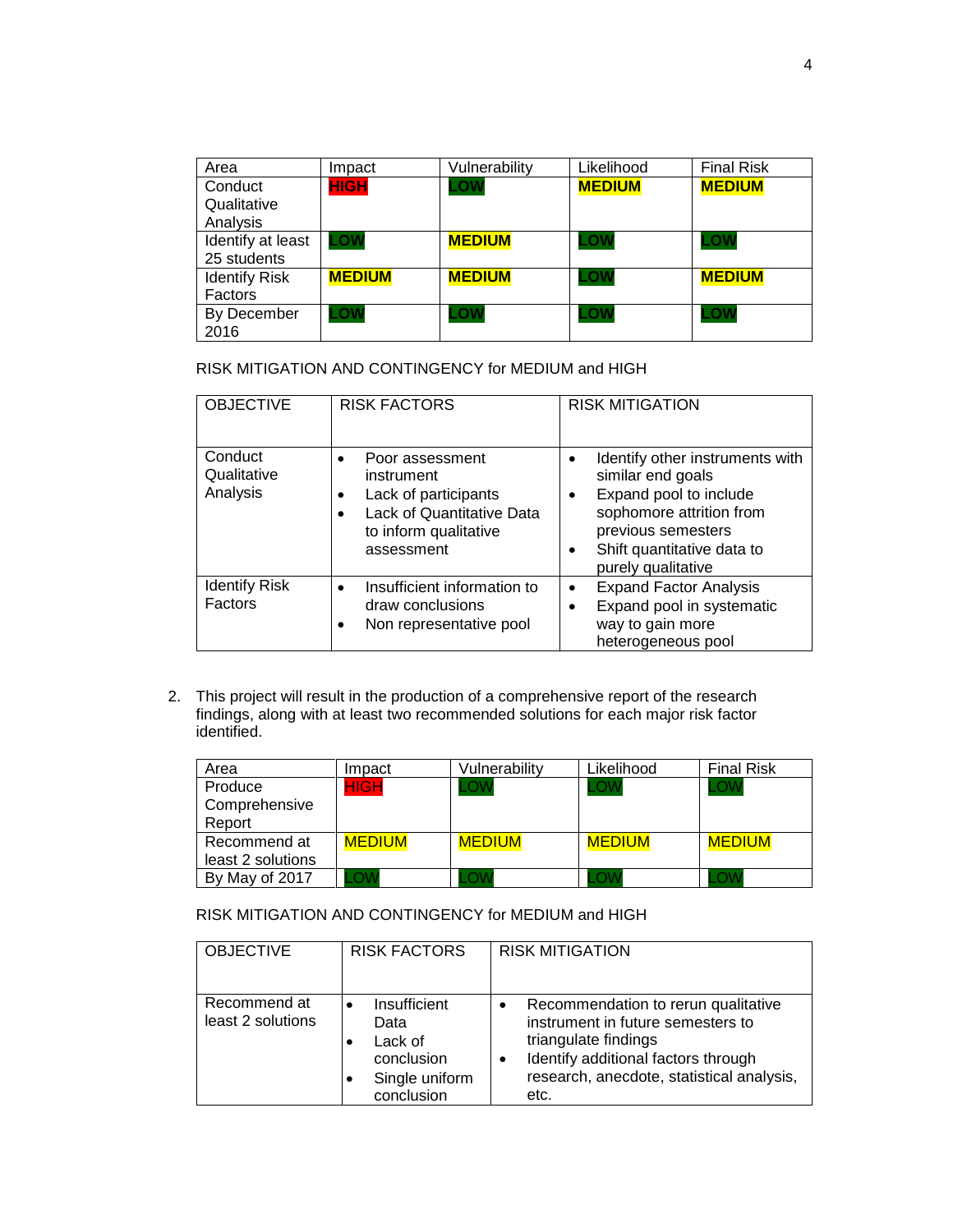| Area | Impact | Vulnerability | Likelihood | Final Risk |
|---|---|---|---|---|
| Conduct Qualitative Analysis | HIGH | LOW | MEDIUM | MEDIUM |
| Identify at least 25 students | LOW | MEDIUM | LOW | LOW |
| Identify Risk Factors | MEDIUM | MEDIUM | LOW | MEDIUM |
| By December 2016 | LOW | LOW | LOW | LOW |

RISK MITIGATION AND CONTINGENCY for MEDIUM and HIGH

| OBJECTIVE | RISK FACTORS | RISK MITIGATION |
|---|---|---|
| Conduct Qualitative Analysis | • Poor assessment instrument<br>• Lack of participants<br>• Lack of Quantitative Data to inform qualitative assessment | • Identify other instruments with similar end goals<br>• Expand pool to include sophomore attrition from previous semesters<br>• Shift quantitative data to purely qualitative |
| Identify Risk Factors | • Insufficient information to draw conclusions<br>• Non representative pool | • Expand Factor Analysis<br>• Expand pool in systematic way to gain more heterogeneous pool |

2. This project will result in the production of a comprehensive report of the research findings, along with at least two recommended solutions for each major risk factor identified.

| Area | Impact | Vulnerability | Likelihood | Final Risk |
|---|---|---|---|---|
| Produce Comprehensive Report | HIGH | LOW | LOW | LOW |
| Recommend at least 2 solutions | MEDIUM | MEDIUM | MEDIUM | MEDIUM |
| By May of 2017 | LOW | LOW | LOW | LOW |

RISK MITIGATION AND CONTINGENCY for MEDIUM and HIGH

| OBJECTIVE | RISK FACTORS | RISK MITIGATION |
|---|---|---|
| Recommend at least 2 solutions | • Insufficient Data<br>• Lack of conclusion<br>• Single uniform conclusion | • Recommendation to rerun qualitative instrument in future semesters to triangulate findings<br>• Identify additional factors through research, anecdote, statistical analysis, etc. |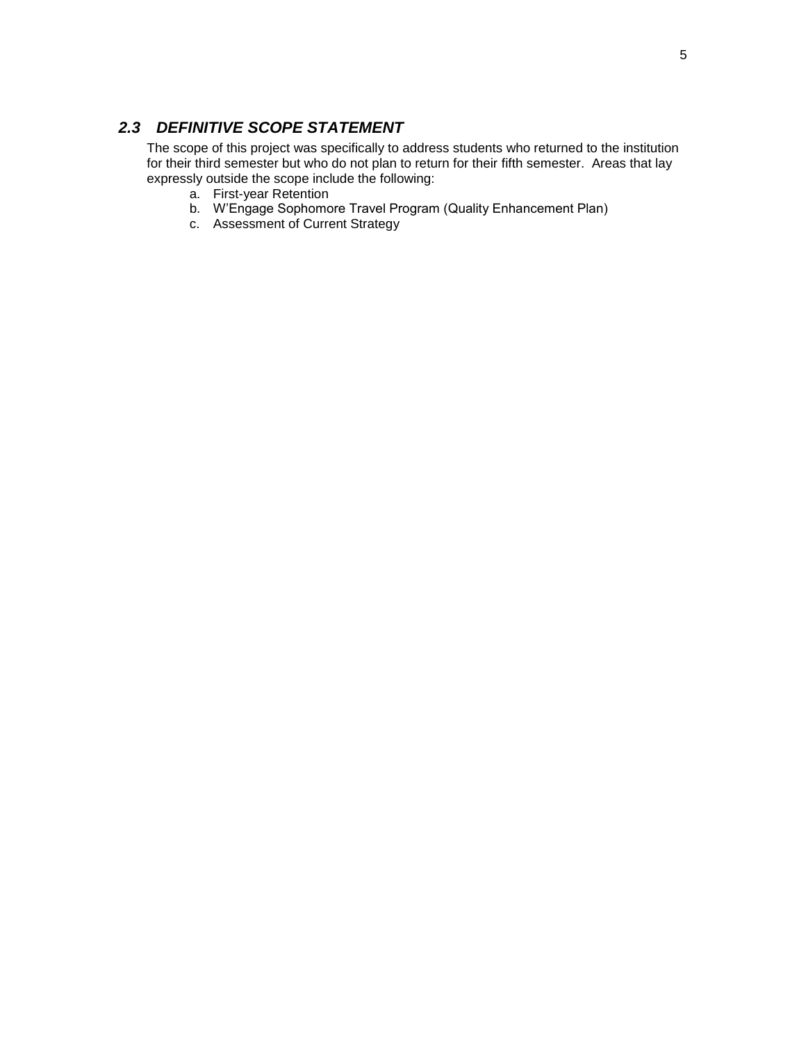## *2.3 DEFINITIVE SCOPE STATEMENT*

The scope of this project was specifically to address students who returned to the institution for their third semester but who do not plan to return for their fifth semester. Areas that lay expressly outside the scope include the following:

a. First-year Retention
b. W'Engage Sophomore Travel Program (Quality Enhancement Plan)
c. Assessment of Current Strategy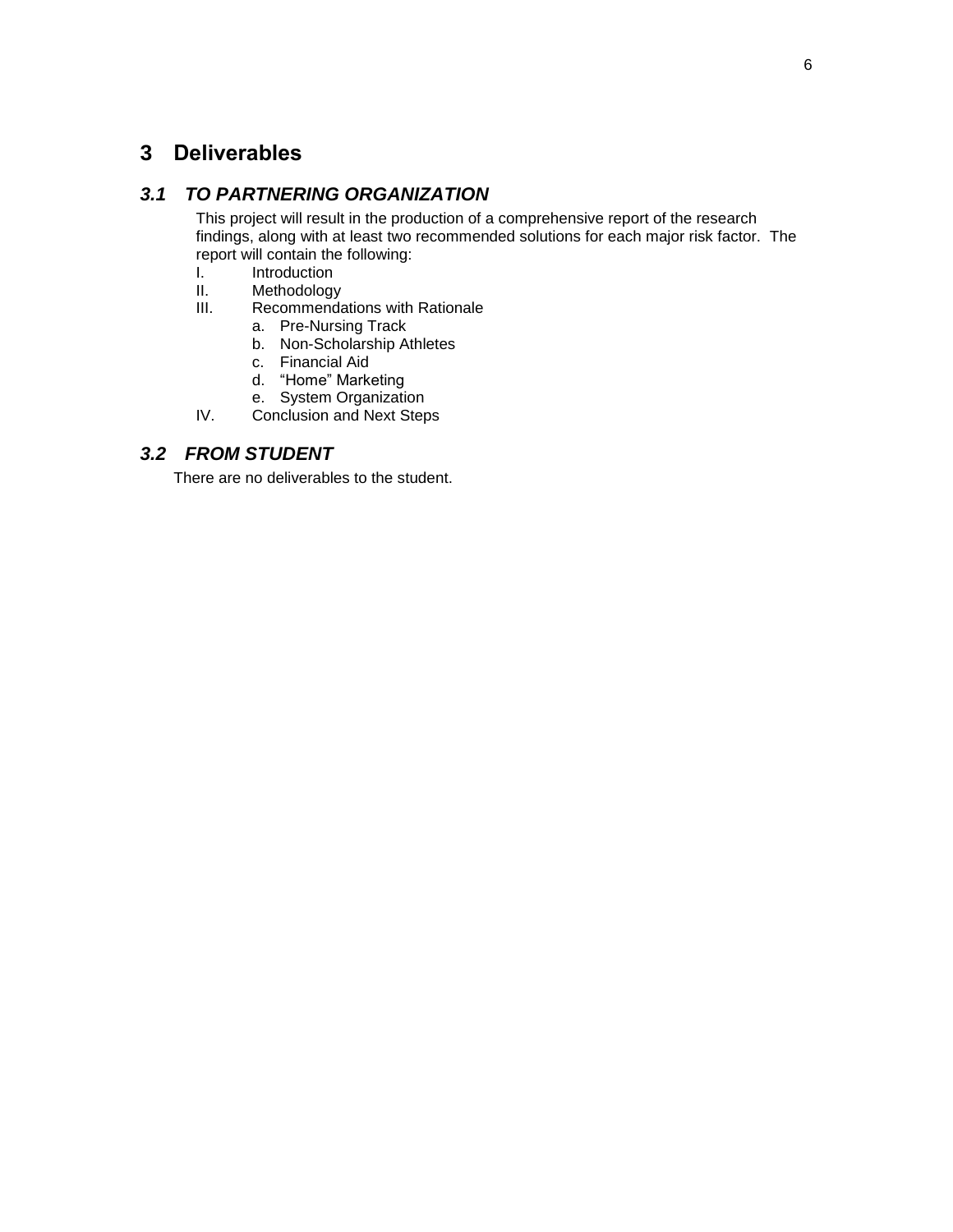# 3 Deliverables

## *3.1 TO PARTNERING ORGANIZATION*

This project will result in the production of a comprehensive report of the research findings, along with at least two recommended solutions for each major risk factor. The report will contain the following:

I. Introduction

II. Methodology

III. Recommendations with Rationale

   a. Pre-Nursing Track
   b. Non-Scholarship Athletes
   c. Financial Aid
   d. "Home" Marketing
   e. System Organization

IV. Conclusion and Next Steps

## *3.2 FROM STUDENT*

There are no deliverables to the student.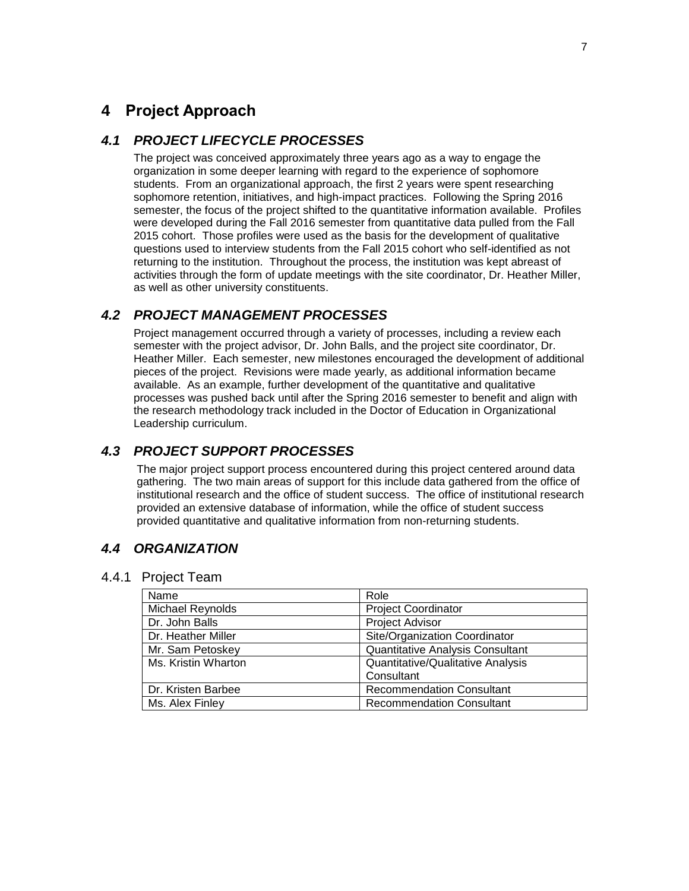# 4 Project Approach

## *4.1 PROJECT LIFECYCLE PROCESSES*

The project was conceived approximately three years ago as a way to engage the organization in some deeper learning with regard to the experience of sophomore students. From an organizational approach, the first 2 years were spent researching sophomore retention, initiatives, and high-impact practices. Following the Spring 2016 semester, the focus of the project shifted to the quantitative information available. Profiles were developed during the Fall 2016 semester from quantitative data pulled from the Fall 2015 cohort. Those profiles were used as the basis for the development of qualitative questions used to interview students from the Fall 2015 cohort who self-identified as not returning to the institution. Throughout the process, the institution was kept abreast of activities through the form of update meetings with the site coordinator, Dr. Heather Miller, as well as other university constituents.

## *4.2 PROJECT MANAGEMENT PROCESSES*

Project management occurred through a variety of processes, including a review each semester with the project advisor, Dr. John Balls, and the project site coordinator, Dr. Heather Miller. Each semester, new milestones encouraged the development of additional pieces of the project. Revisions were made yearly, as additional information became available. As an example, further development of the quantitative and qualitative processes was pushed back until after the Spring 2016 semester to benefit and align with the research methodology track included in the Doctor of Education in Organizational Leadership curriculum.

## *4.3 PROJECT SUPPORT PROCESSES*

The major project support process encountered during this project centered around data gathering. The two main areas of support for this include data gathered from the office of institutional research and the office of student success. The office of institutional research provided an extensive database of information, while the office of student success provided quantitative and qualitative information from non-returning students.

## *4.4 ORGANIZATION*

### 4.4.1 Project Team

| Name | Role |
|---|---|
| Michael Reynolds | Project Coordinator |
| Dr. John Balls | Project Advisor |
| Dr. Heather Miller | Site/Organization Coordinator |
| Mr. Sam Petoskey | Quantitative Analysis Consultant |
| Ms. Kristin Wharton | Quantitative/Qualitative Analysis Consultant |
| Dr. Kristen Barbee | Recommendation Consultant |
| Ms. Alex Finley | Recommendation Consultant |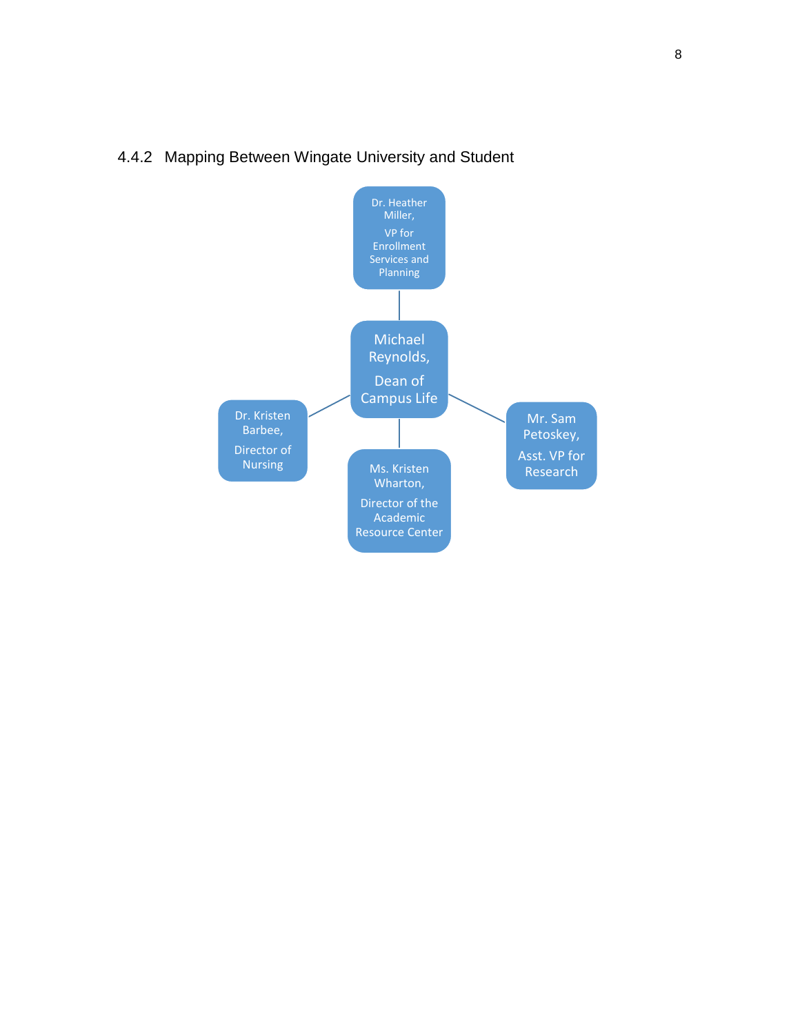### 4.4.2 Mapping Between Wingate University and Student

Dr. Heather Miller,
VP for Enrollment Services and Planning

Michael Reynolds,
Dean of Campus Life

Dr. Kristen Barbee,
Director of Nursing

Ms. Kristen Wharton,
Director of the Academic Resource Center

Mr. Sam Petoskey,
Asst. VP for Research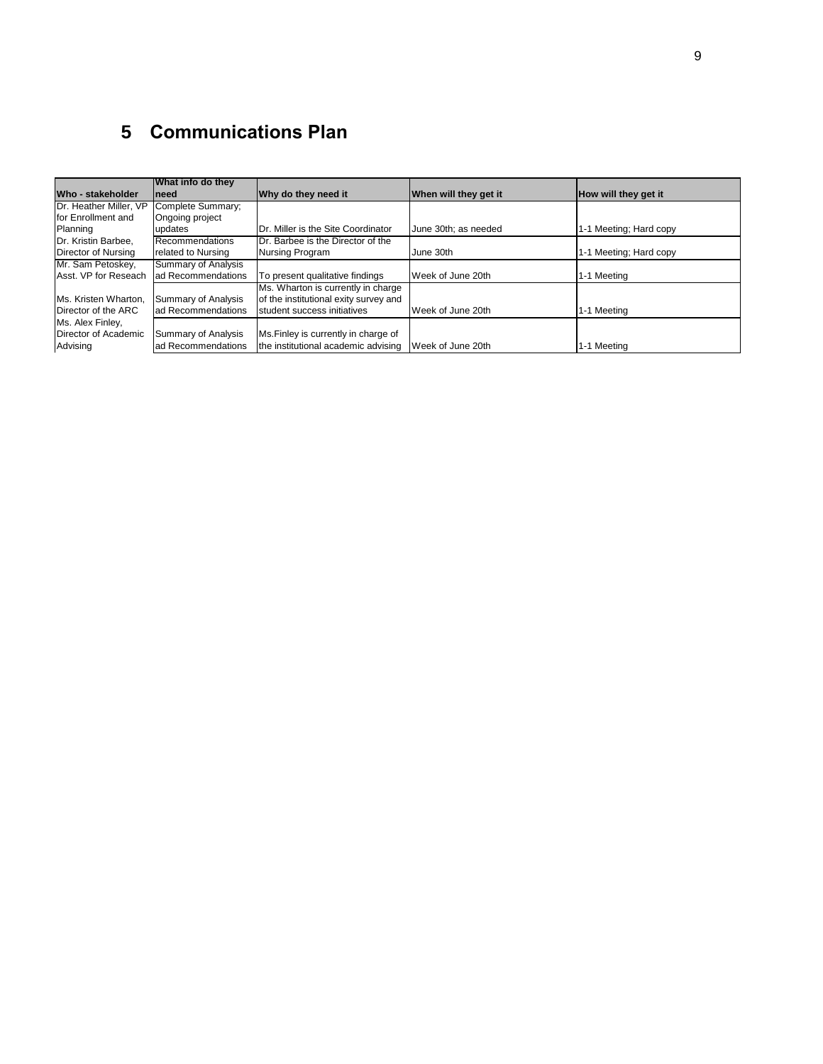# 5 Communications Plan

| Who - stakeholder | What info do they need | Why do they need it | When will they get it | How will they get it |
|---|---|---|---|---|
| Dr. Heather Miller, VP for Enrollment and Planning | Complete Summary; Ongoing project updates | Dr. Miller is the Site Coordinator | June 30th; as needed | 1-1 Meeting; Hard copy |
| Dr. Kristin Barbee, Director of Nursing | Recommendations related to Nursing | Dr. Barbee is the Director of the Nursing Program | June 30th | 1-1 Meeting; Hard copy |
| Mr. Sam Petoskey, Asst. VP for Reseach | Summary of Analysis ad Recommendations | To present qualitative findings | Week of June 20th | 1-1 Meeting |
| Ms. Kristen Wharton, Director of the ARC | Summary of Analysis ad Recommendations | Ms. Wharton is currently in charge of the institutional exity survey and student success initiatives | Week of June 20th | 1-1 Meeting |
| Ms. Alex Finley, Director of Academic Advising | Summary of Analysis ad Recommendations | Ms.Finley is currently in charge of the institutional academic advising | Week of June 20th | 1-1 Meeting |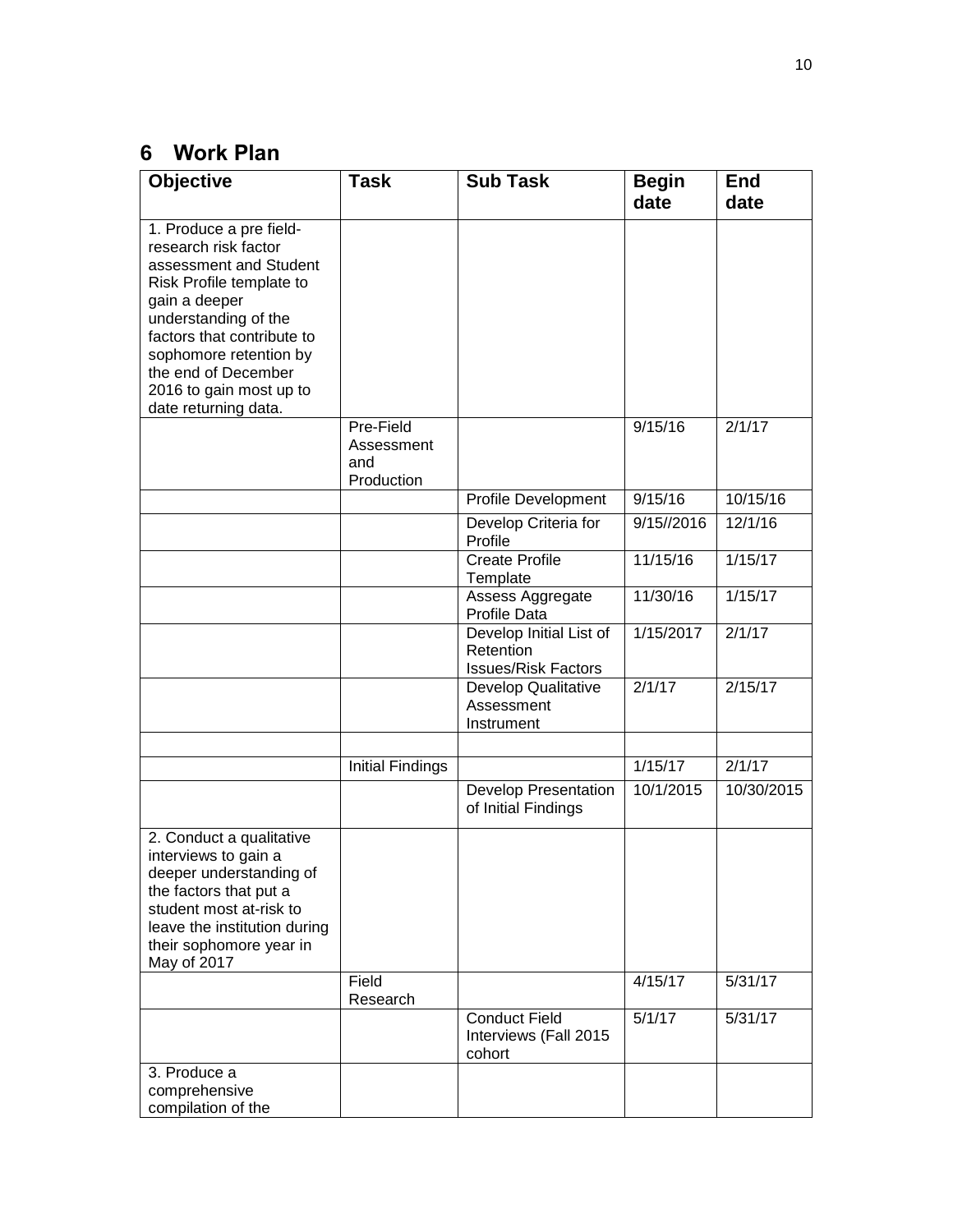## 6 Work Plan

| Objective | Task | Sub Task | Begin date | End date |
|---|---|---|---|---|
| 1. Produce a pre field-research risk factor assessment and Student Risk Profile template to gain a deeper understanding of the factors that contribute to sophomore retention by the end of December 2016 to gain most up to date returning data. | | | | |
| | Pre-Field Assessment and Production | | 9/15/16 | 2/1/17 |
| | | Profile Development | 9/15/16 | 10/15/16 |
| | | Develop Criteria for Profile | 9/15//2016 | 12/1/16 |
| | | Create Profile Template | 11/15/16 | 1/15/17 |
| | | Assess Aggregate Profile Data | 11/30/16 | 1/15/17 |
| | | Develop Initial List of Retention Issues/Risk Factors | 1/15/2017 | 2/1/17 |
| | | Develop Qualitative Assessment Instrument | 2/1/17 | 2/15/17 |
| | | | | |
| | Initial Findings | | 1/15/17 | 2/1/17 |
| | | Develop Presentation of Initial Findings | 10/1/2015 | 10/30/2015 |
| 2. Conduct a qualitative interviews to gain a deeper understanding of the factors that put a student most at-risk to leave the institution during their sophomore year in May of 2017 | | | | |
| | Field Research | | 4/15/17 | 5/31/17 |
| | | Conduct Field Interviews (Fall 2015 cohort | 5/1/17 | 5/31/17 |
| 3. Produce a comprehensive compilation of the | | | | |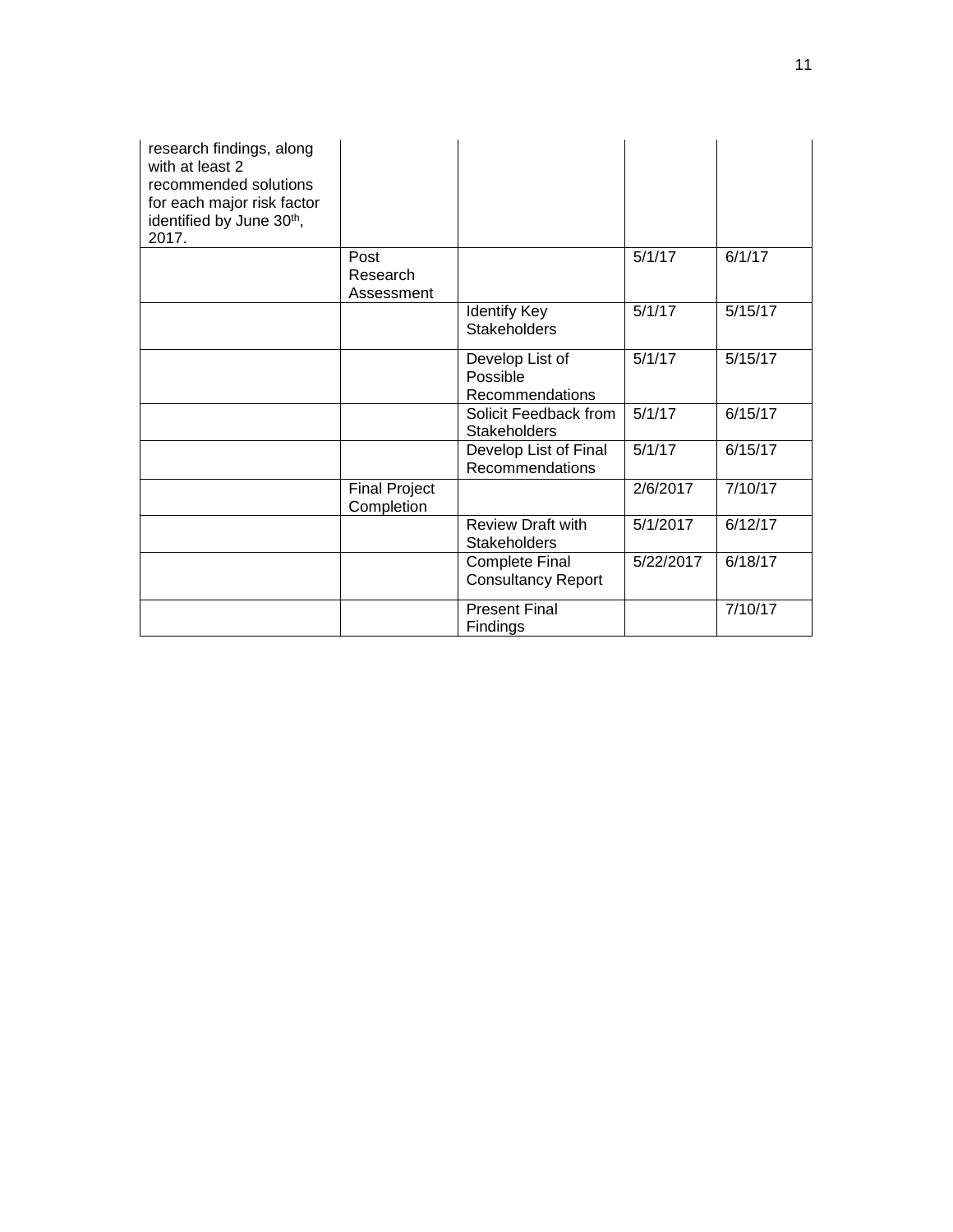| | | | | |
|---|---|---|---|---|
| research findings, along with at least 2 recommended solutions for each major risk factor identified by June 30th, 2017. | | | | |
| | Post Research Assessment | | 5/1/17 | 6/1/17 |
| | | Identify Key Stakeholders | 5/1/17 | 5/15/17 |
| | | Develop List of Possible Recommendations | 5/1/17 | 5/15/17 |
| | | Solicit Feedback from Stakeholders | 5/1/17 | 6/15/17 |
| | | Develop List of Final Recommendations | 5/1/17 | 6/15/17 |
| | Final Project Completion | | 2/6/2017 | 7/10/17 |
| | | Review Draft with Stakeholders | 5/1/2017 | 6/12/17 |
| | | Complete Final Consultancy Report | 5/22/2017 | 6/18/17 |
| | | Present Final Findings | | 7/10/17 |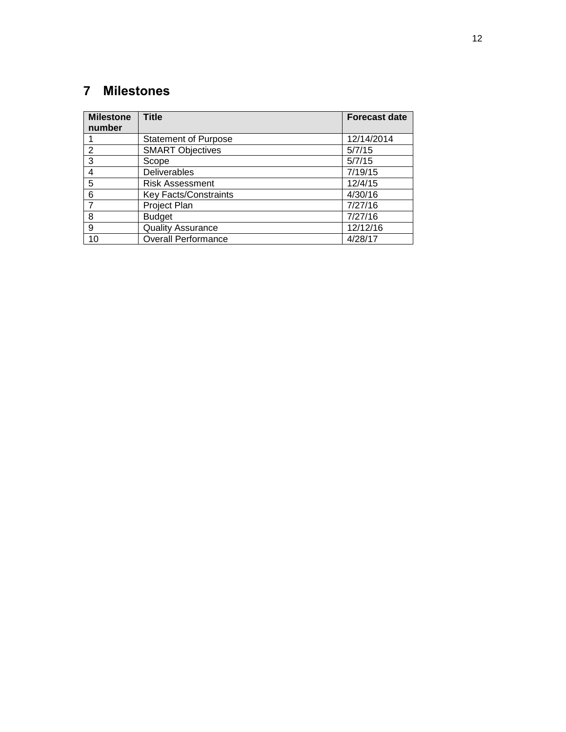# 7 Milestones

| Milestone number | Title | Forecast date |
|---|---|---|
| 1 | Statement of Purpose | 12/14/2014 |
| 2 | SMART Objectives | 5/7/15 |
| 3 | Scope | 5/7/15 |
| 4 | Deliverables | 7/19/15 |
| 5 | Risk Assessment | 12/4/15 |
| 6 | Key Facts/Constraints | 4/30/16 |
| 7 | Project Plan | 7/27/16 |
| 8 | Budget | 7/27/16 |
| 9 | Quality Assurance | 12/12/16 |
| 10 | Overall Performance | 4/28/17 |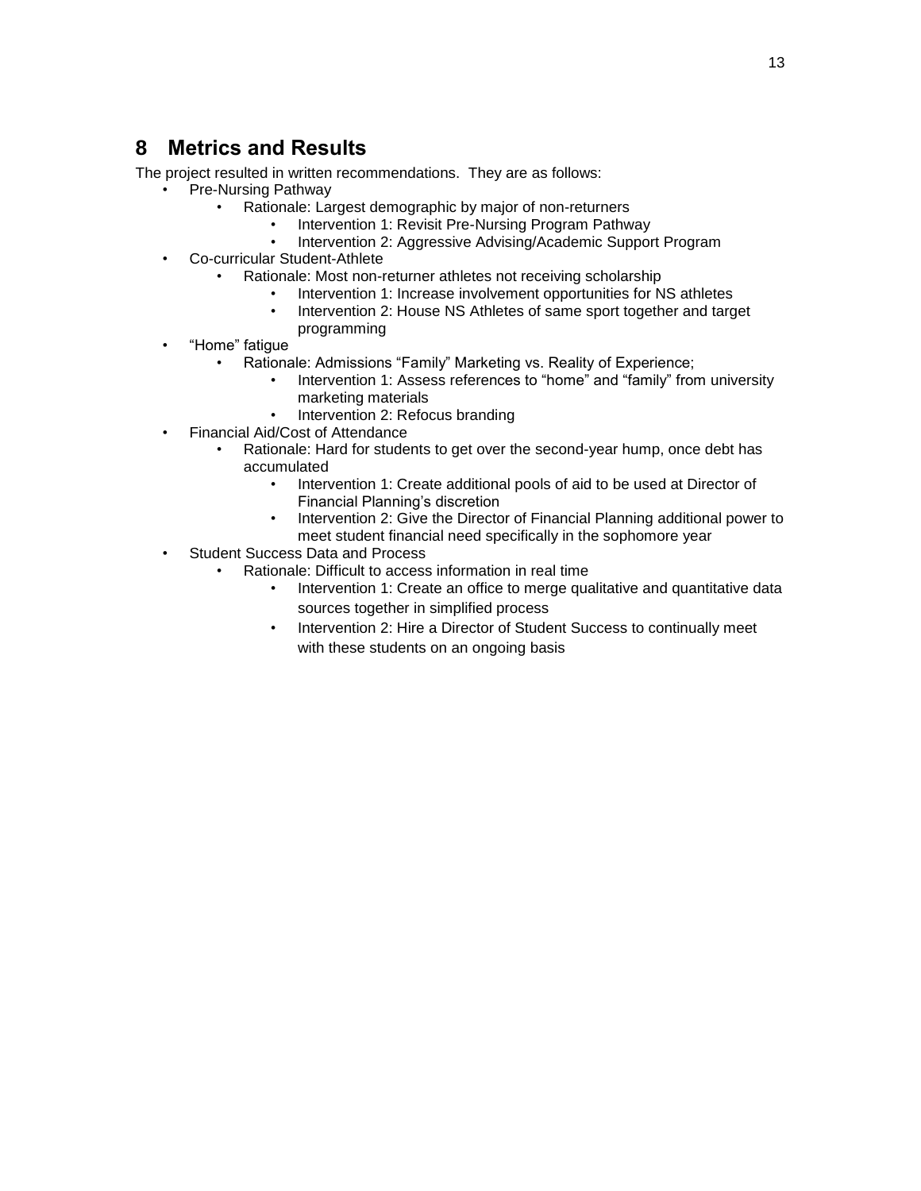## 8 Metrics and Results

The project resulted in written recommendations. They are as follows:

- Pre-Nursing Pathway
  - Rationale: Largest demographic by major of non-returners
    - Intervention 1: Revisit Pre-Nursing Program Pathway
    - Intervention 2: Aggressive Advising/Academic Support Program
- Co-curricular Student-Athlete
  - Rationale: Most non-returner athletes not receiving scholarship
    - Intervention 1: Increase involvement opportunities for NS athletes
    - Intervention 2: House NS Athletes of same sport together and target programming
- "Home" fatigue
  - Rationale: Admissions "Family" Marketing vs. Reality of Experience;
    - Intervention 1: Assess references to "home" and "family" from university marketing materials
    - Intervention 2: Refocus branding
- Financial Aid/Cost of Attendance
  - Rationale: Hard for students to get over the second-year hump, once debt has accumulated
    - Intervention 1: Create additional pools of aid to be used at Director of Financial Planning's discretion
    - Intervention 2: Give the Director of Financial Planning additional power to meet student financial need specifically in the sophomore year
- Student Success Data and Process
  - Rationale: Difficult to access information in real time
    - Intervention 1: Create an office to merge qualitative and quantitative data sources together in simplified process
    - Intervention 2: Hire a Director of Student Success to continually meet with these students on an ongoing basis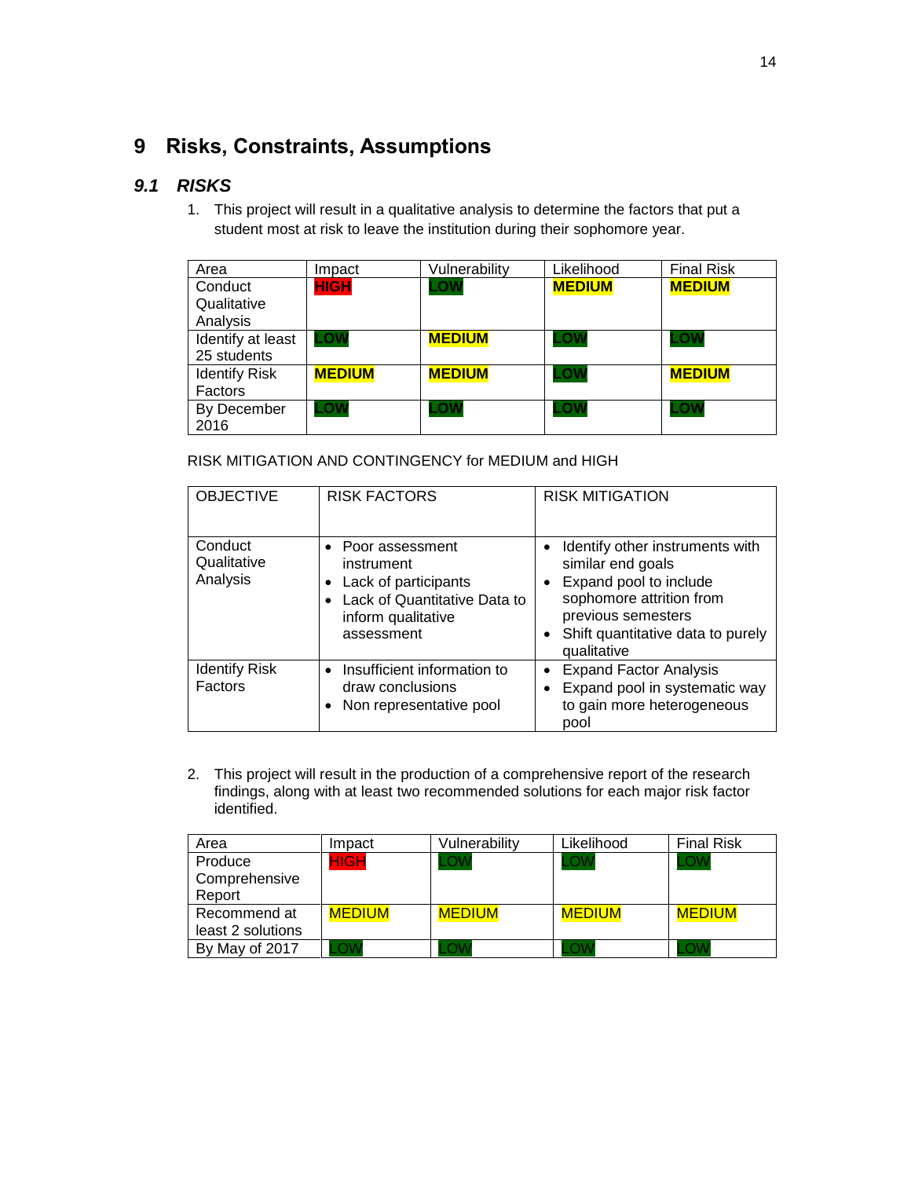# 9 Risks, Constraints, Assumptions

## *9.1 RISKS*

1. This project will result in a qualitative analysis to determine the factors that put a student most at risk to leave the institution during their sophomore year.

| Area | Impact | Vulnerability | Likelihood | Final Risk |
|---|---|---|---|---|
| Conduct Qualitative Analysis | **HIGH** | **LOW** | **MEDIUM** | **MEDIUM** |
| Identify at least 25 students | **LOW** | **MEDIUM** | **LOW** | **LOW** |
| Identify Risk Factors | **MEDIUM** | **MEDIUM** | **LOW** | **MEDIUM** |
| By December 2016 | **LOW** | **LOW** | **LOW** | **LOW** |

RISK MITIGATION AND CONTINGENCY for MEDIUM and HIGH

| OBJECTIVE | RISK FACTORS | RISK MITIGATION |
|---|---|---|
| Conduct Qualitative Analysis | • Poor assessment instrument<br>• Lack of participants<br>• Lack of Quantitative Data to inform qualitative assessment | • Identify other instruments with similar end goals<br>• Expand pool to include sophomore attrition from previous semesters<br>• Shift quantitative data to purely qualitative |
| Identify Risk Factors | • Insufficient information to draw conclusions<br>• Non representative pool | • Expand Factor Analysis<br>• Expand pool in systematic way to gain more heterogeneous pool |

2. This project will result in the production of a comprehensive report of the research findings, along with at least two recommended solutions for each major risk factor identified.

| Area | Impact | Vulnerability | Likelihood | Final Risk |
|---|---|---|---|---|
| Produce Comprehensive Report | HIGH | LOW | LOW | LOW |
| Recommend at least 2 solutions | MEDIUM | MEDIUM | MEDIUM | MEDIUM |
| By May of 2017 | LOW | LOW | LOW | LOW |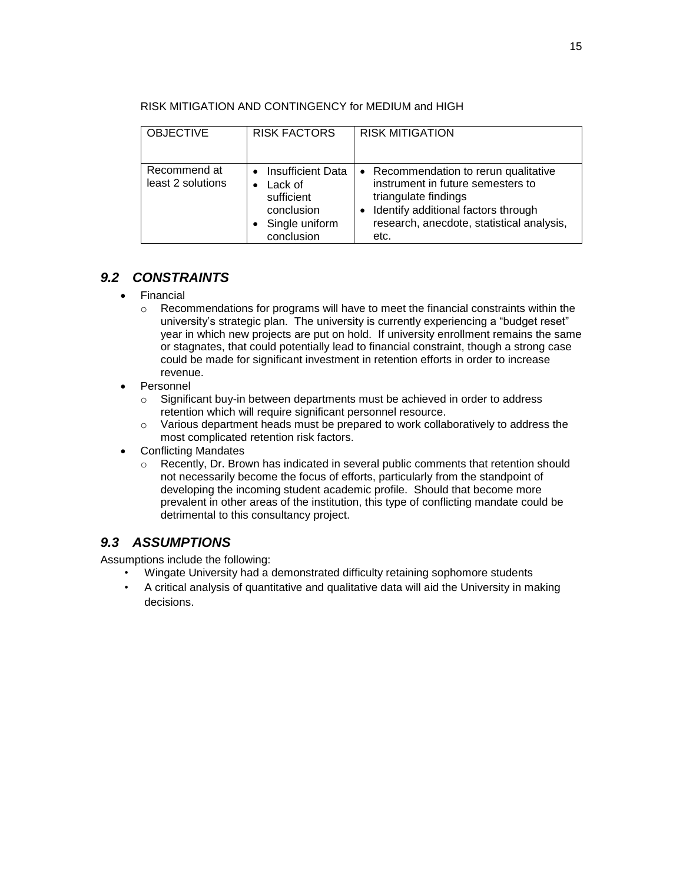RISK MITIGATION AND CONTINGENCY for MEDIUM and HIGH

| OBJECTIVE | RISK FACTORS | RISK MITIGATION |
|---|---|---|
| Recommend at least 2 solutions | • Insufficient Data<br>• Lack of sufficient conclusion<br>• Single uniform conclusion | • Recommendation to rerun qualitative instrument in future semesters to triangulate findings<br>• Identify additional factors through research, anecdote, statistical analysis, etc. |

## *9.2 CONSTRAINTS*

- Financial
  - Recommendations for programs will have to meet the financial constraints within the university's strategic plan. The university is currently experiencing a "budget reset" year in which new projects are put on hold. If university enrollment remains the same or stagnates, that could potentially lead to financial constraint, though a strong case could be made for significant investment in retention efforts in order to increase revenue.
- Personnel
  - Significant buy-in between departments must be achieved in order to address retention which will require significant personnel resource.
  - Various department heads must be prepared to work collaboratively to address the most complicated retention risk factors.
- Conflicting Mandates
  - Recently, Dr. Brown has indicated in several public comments that retention should not necessarily become the focus of efforts, particularly from the standpoint of developing the incoming student academic profile. Should that become more prevalent in other areas of the institution, this type of conflicting mandate could be detrimental to this consultancy project.

## *9.3 ASSUMPTIONS*

Assumptions include the following:

- Wingate University had a demonstrated difficulty retaining sophomore students
- A critical analysis of quantitative and qualitative data will aid the University in making decisions.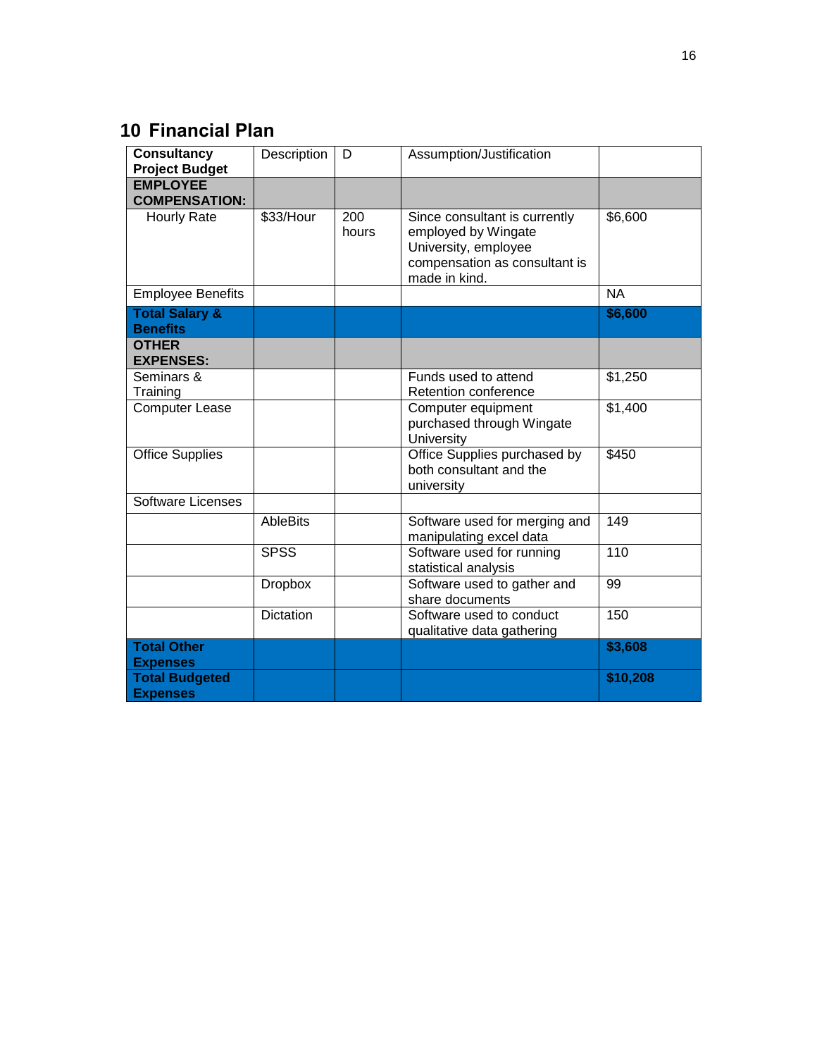## 10 Financial Plan

| Consultancy Project Budget | Description | D | Assumption/Justification | |
|---|---|---|---|---|
| **EMPLOYEE COMPENSATION:** | | | | |
| Hourly Rate | $33/Hour | 200 hours | Since consultant is currently employed by Wingate University, employee compensation as consultant is made in kind. | $6,600 |
| Employee Benefits | | | | NA |
| **Total Salary & Benefits** | | | | **$6,600** |
| **OTHER EXPENSES:** | | | | |
| Seminars & Training | | | Funds used to attend Retention conference | $1,250 |
| Computer Lease | | | Computer equipment purchased through Wingate University | $1,400 |
| Office Supplies | | | Office Supplies purchased by both consultant and the university | $450 |
| Software Licenses | | | | |
| | AbleBits | | Software used for merging and manipulating excel data | 149 |
| | SPSS | | Software used for running statistical analysis | 110 |
| | Dropbox | | Software used to gather and share documents | 99 |
| | Dictation | | Software used to conduct qualitative data gathering | 150 |
| **Total Other Expenses** | | | | **$3,608** |
| **Total Budgeted Expenses** | | | | **$10,208** |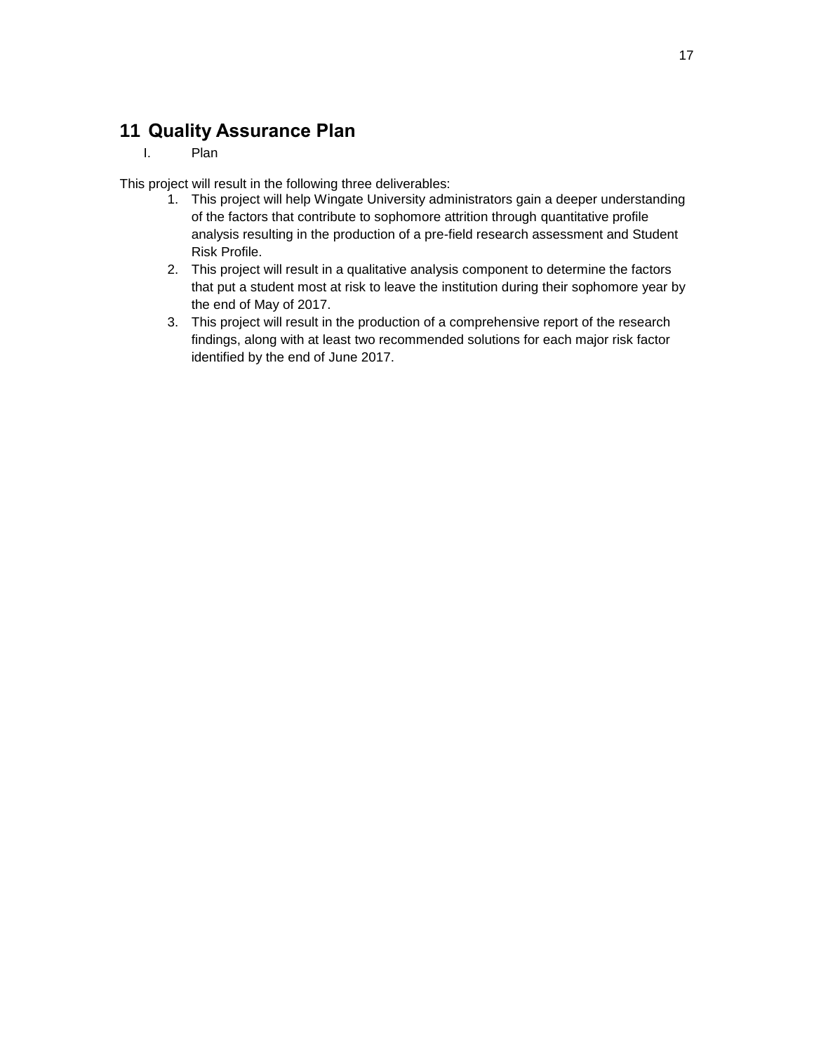# 11 Quality Assurance Plan

I. Plan

This project will result in the following three deliverables:

1. This project will help Wingate University administrators gain a deeper understanding of the factors that contribute to sophomore attrition through quantitative profile analysis resulting in the production of a pre-field research assessment and Student Risk Profile.
2. This project will result in a qualitative analysis component to determine the factors that put a student most at risk to leave the institution during their sophomore year by the end of May of 2017.
3. This project will result in the production of a comprehensive report of the research findings, along with at least two recommended solutions for each major risk factor identified by the end of June 2017.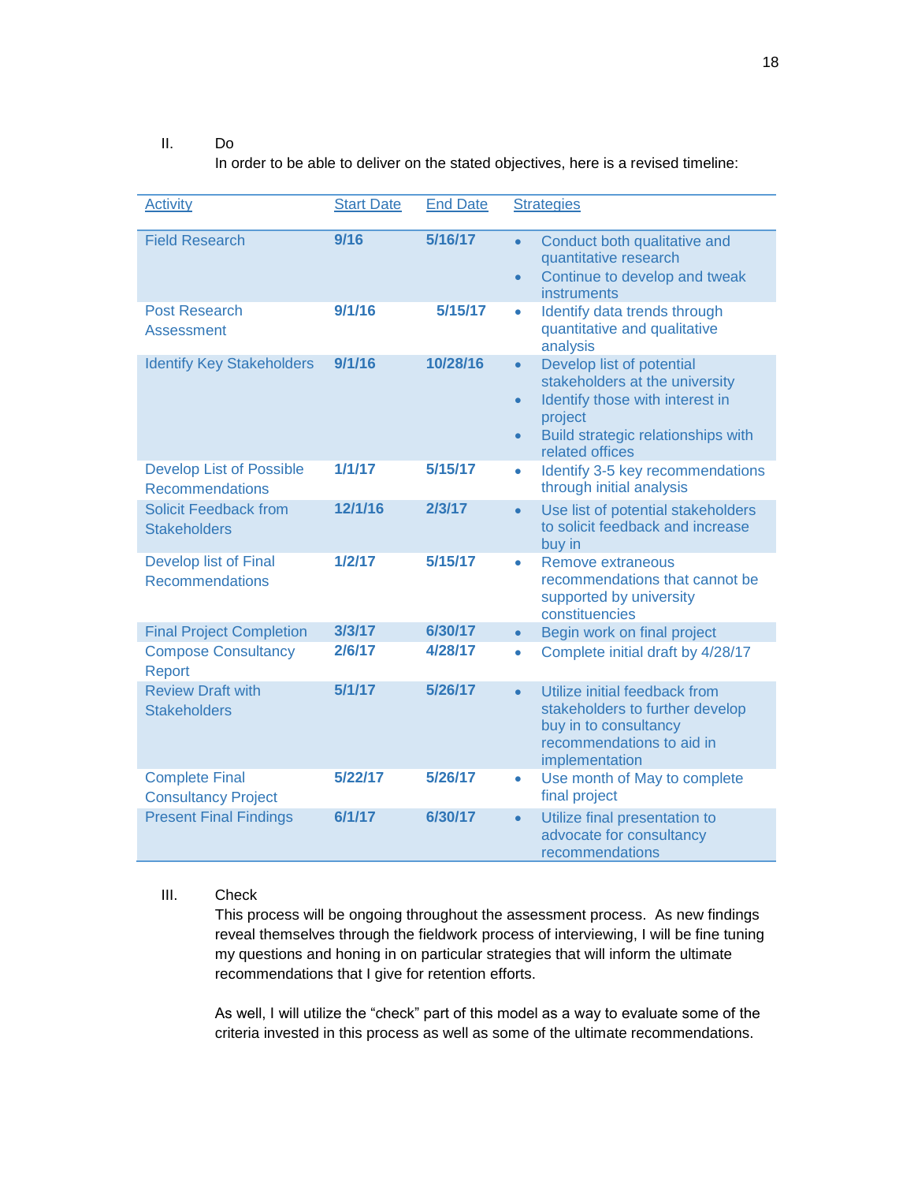II. Do

In order to be able to deliver on the stated objectives, here is a revised timeline:

| Activity | Start Date | End Date | Strategies |
|---|---|---|---|
| Field Research | **9/16** | **5/16/17** | • Conduct both qualitative and quantitative research<br>• Continue to develop and tweak instruments |
| Post Research Assessment | **9/1/16** | **5/15/17** | • Identify data trends through quantitative and qualitative analysis |
| Identify Key Stakeholders | **9/1/16** | **10/28/16** | • Develop list of potential stakeholders at the university<br>• Identify those with interest in project<br>• Build strategic relationships with related offices |
| Develop List of Possible Recommendations | **1/1/17** | **5/15/17** | • Identify 3-5 key recommendations through initial analysis |
| Solicit Feedback from Stakeholders | **12/1/16** | **2/3/17** | • Use list of potential stakeholders to solicit feedback and increase buy in |
| Develop list of Final Recommendations | **1/2/17** | **5/15/17** | • Remove extraneous recommendations that cannot be supported by university constituencies |
| Final Project Completion | **3/3/17** | **6/30/17** | • Begin work on final project |
| Compose Consultancy Report | **2/6/17** | **4/28/17** | • Complete initial draft by 4/28/17 |
| Review Draft with Stakeholders | **5/1/17** | **5/26/17** | • Utilize initial feedback from stakeholders to further develop buy in to consultancy recommendations to aid in implementation |
| Complete Final Consultancy Project | **5/22/17** | **5/26/17** | • Use month of May to complete final project |
| Present Final Findings | **6/1/17** | **6/30/17** | • Utilize final presentation to advocate for consultancy recommendations |

III. Check

This process will be ongoing throughout the assessment process. As new findings reveal themselves through the fieldwork process of interviewing, I will be fine tuning my questions and honing in on particular strategies that will inform the ultimate recommendations that I give for retention efforts.

As well, I will utilize the "check" part of this model as a way to evaluate some of the criteria invested in this process as well as some of the ultimate recommendations.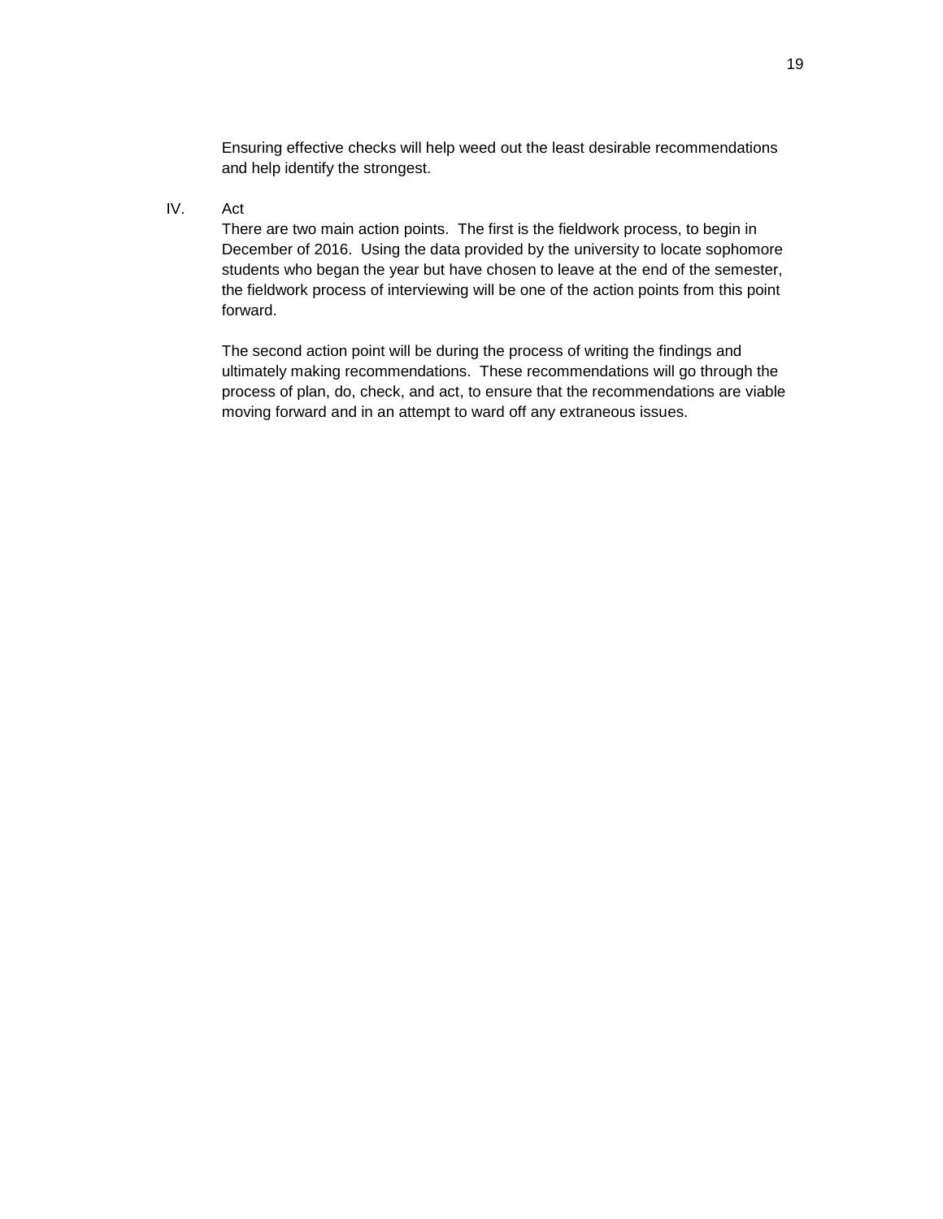Ensuring effective checks will help weed out the least desirable recommendations and help identify the strongest.

IV. Act

There are two main action points. The first is the fieldwork process, to begin in December of 2016. Using the data provided by the university to locate sophomore students who began the year but have chosen to leave at the end of the semester, the fieldwork process of interviewing will be one of the action points from this point forward.

The second action point will be during the process of writing the findings and ultimately making recommendations. These recommendations will go through the process of plan, do, check, and act, to ensure that the recommendations are viable moving forward and in an attempt to ward off any extraneous issues.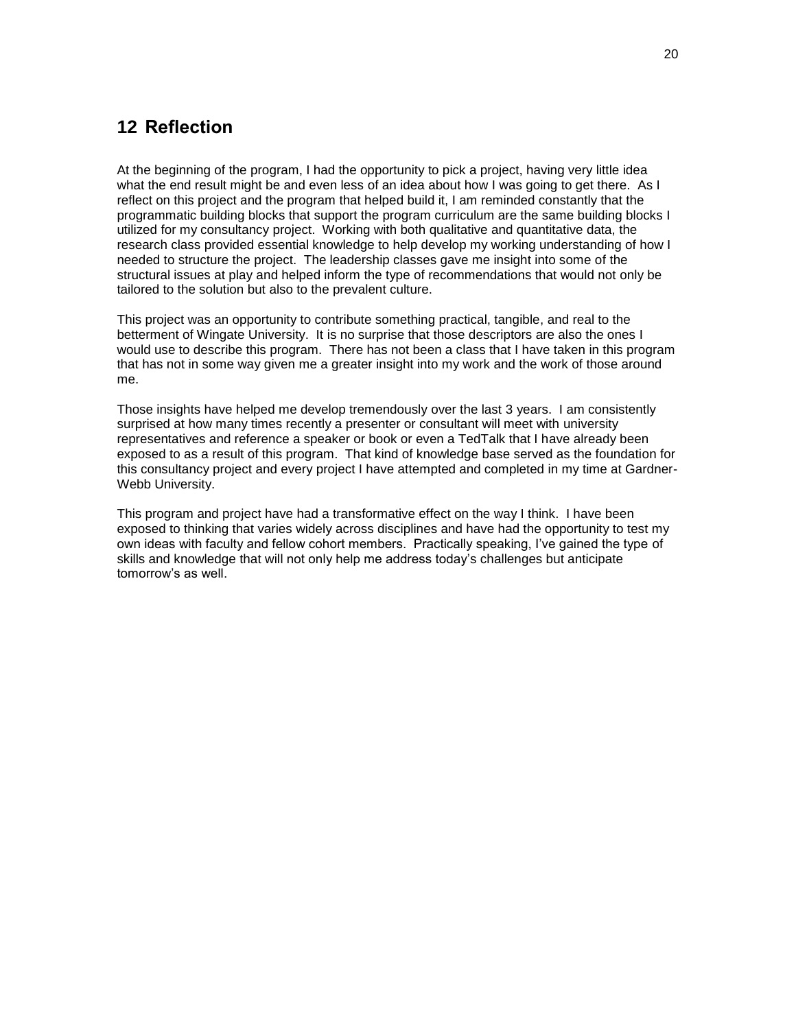## 12 Reflection

At the beginning of the program, I had the opportunity to pick a project, having very little idea what the end result might be and even less of an idea about how I was going to get there. As I reflect on this project and the program that helped build it, I am reminded constantly that the programmatic building blocks that support the program curriculum are the same building blocks I utilized for my consultancy project. Working with both qualitative and quantitative data, the research class provided essential knowledge to help develop my working understanding of how I needed to structure the project. The leadership classes gave me insight into some of the structural issues at play and helped inform the type of recommendations that would not only be tailored to the solution but also to the prevalent culture.

This project was an opportunity to contribute something practical, tangible, and real to the betterment of Wingate University. It is no surprise that those descriptors are also the ones I would use to describe this program. There has not been a class that I have taken in this program that has not in some way given me a greater insight into my work and the work of those around me.

Those insights have helped me develop tremendously over the last 3 years. I am consistently surprised at how many times recently a presenter or consultant will meet with university representatives and reference a speaker or book or even a TedTalk that I have already been exposed to as a result of this program. That kind of knowledge base served as the foundation for this consultancy project and every project I have attempted and completed in my time at Gardner-Webb University.

This program and project have had a transformative effect on the way I think. I have been exposed to thinking that varies widely across disciplines and have had the opportunity to test my own ideas with faculty and fellow cohort members. Practically speaking, I've gained the type of skills and knowledge that will not only help me address today's challenges but anticipate tomorrow's as well.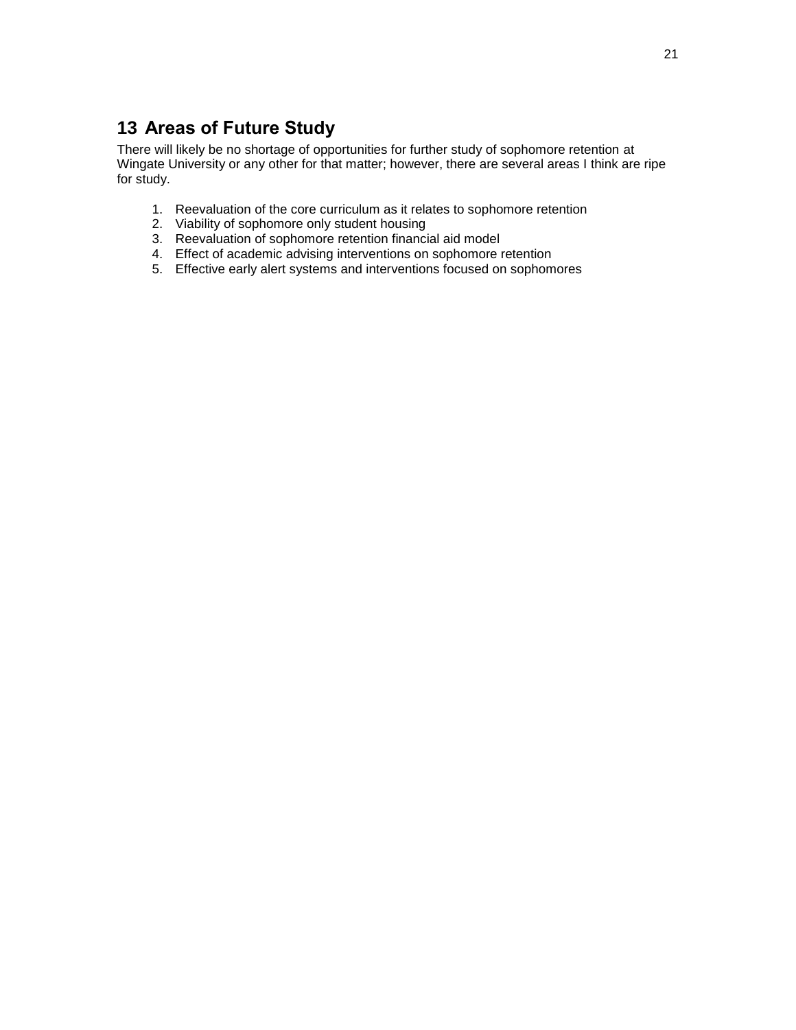# 13 Areas of Future Study

There will likely be no shortage of opportunities for further study of sophomore retention at Wingate University or any other for that matter; however, there are several areas I think are ripe for study.

1. Reevaluation of the core curriculum as it relates to sophomore retention
2. Viability of sophomore only student housing
3. Reevaluation of sophomore retention financial aid model
4. Effect of academic advising interventions on sophomore retention
5. Effective early alert systems and interventions focused on sophomores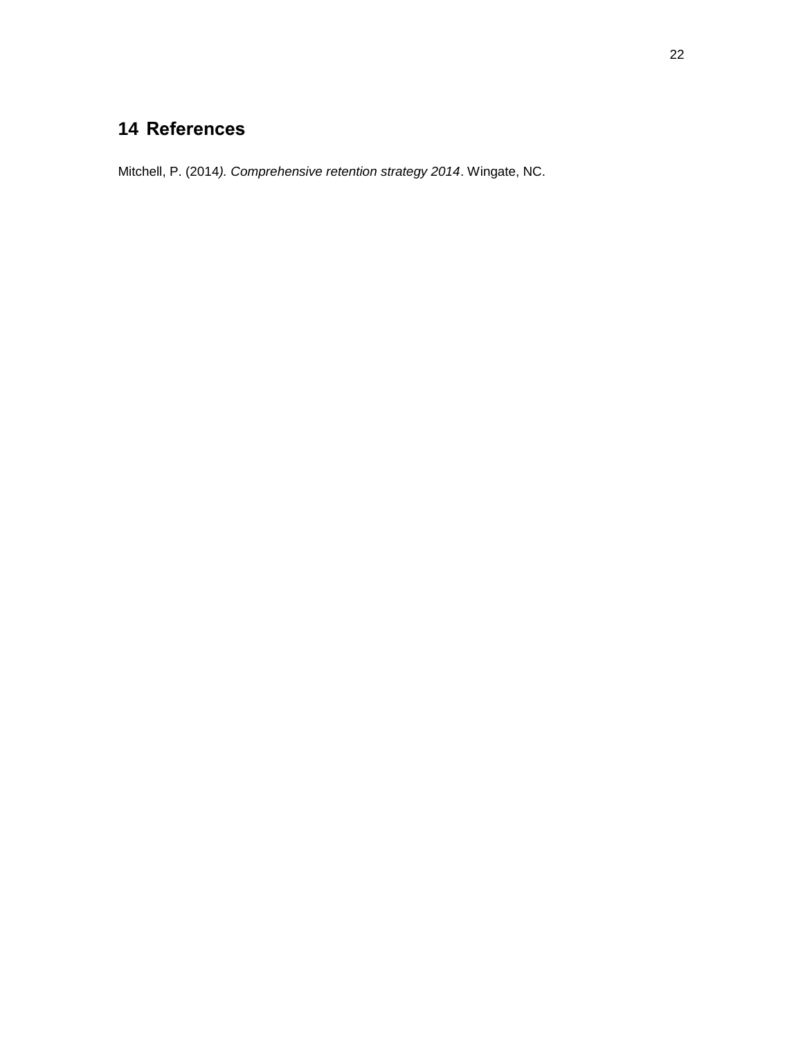# 14 References

Mitchell, P. (2014*). Comprehensive retention strategy 2014*. Wingate, NC.